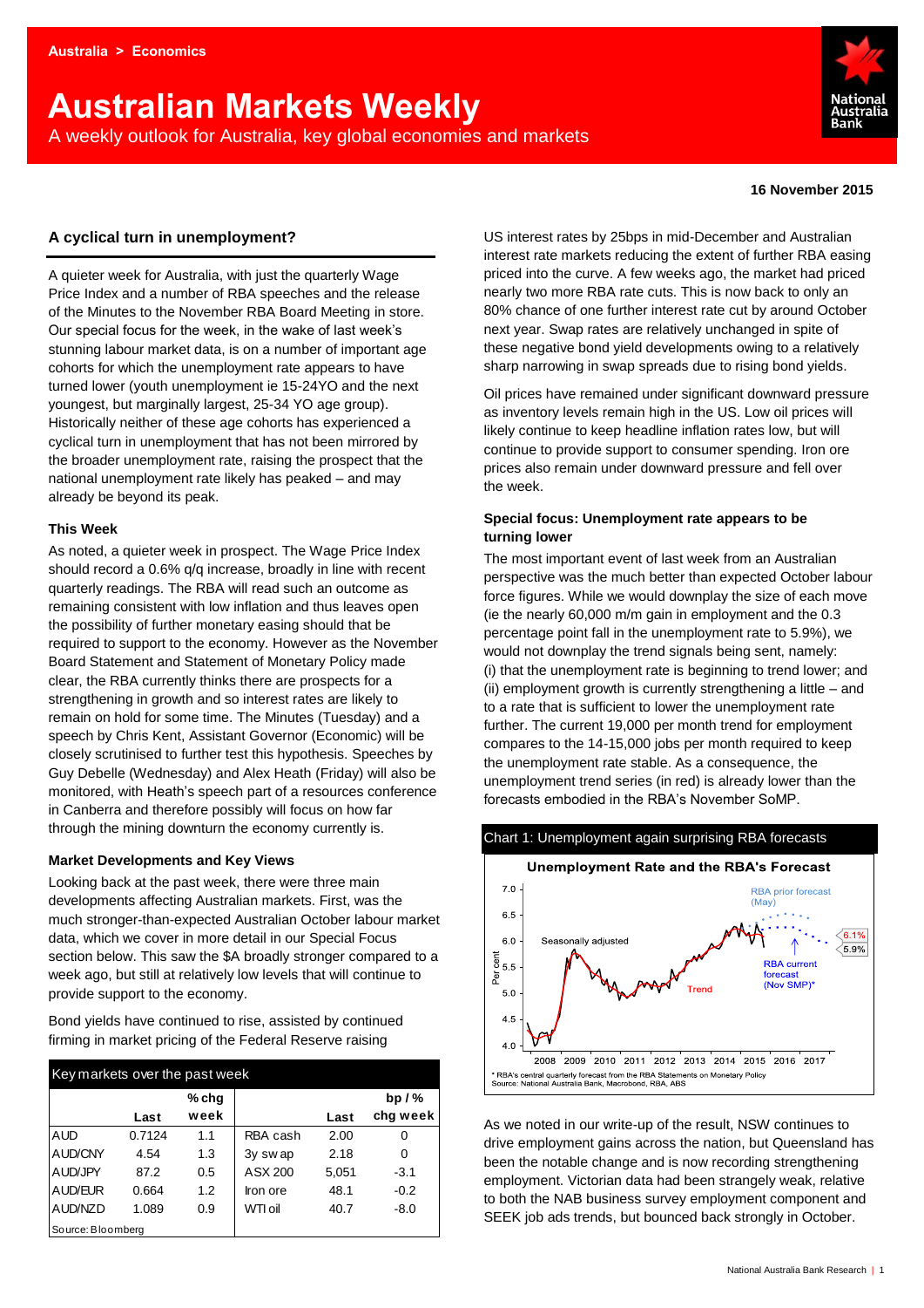Australia > Economics

# Australian Markets Weekly

A weekly outlook for Australia, key global economies and markets

**16 November 2015**

## A cyclical turn in unemployment?

A quieter week for Australia, with just the quarterly Wage Price Index and a number of RBA speeches and the release of the Minutes to the November RBA Board Meeting in store. Our special focus for the week, in the wake of last week's stunning labour market data, is on a number of important age cohorts for which the unemployment rate appears to have turned lower (youth unemployment ie 15-24YO and the next youngest, but marginally largest, 25-34 YO age group). Historically neither of these age cohorts has experienced a cyclical turn in unemployment that has not been mirrored by the broader unemployment rate, raising the prospect that the national unemployment rate likely has peaked – and may already be beyond its peak.

### This Week

As noted, a quieter week in prospect. The Wage Price Index should record a 0.6% q/q increase, broadly in line with recent quarterly readings. The RBA will read such an outcome as remaining consistent with low inflation and thus leaves open the possibility of further monetary easing should that be required to support to the economy. However as the November Board Statement and Statement of Monetary Policy made clear, the RBA currently thinks there are prospects for a strengthening in growth and so interest rates are likely to remain on hold for some time. The Minutes (Tuesday) and a speech by Chris Kent, Assistant Governor (Economic) will be closely scrutinised to further test this hypothesis. Speeches by Guy Debelle (Wednesday) and Alex Heath (Friday) will also be monitored, with Heath's speech part of a resources conference in Canberra and therefore possibly will focus on how far through the mining downturn the economy currently is.

### Market Developments and Key Views

Looking back at the past week, there were three main developments affecting Australian markets. First, was the much stronger-than-expected Australian October labour market data, which we cover in more detail in our Special Focus section below. This saw the $A broadly stronger compared to a week ago, but still at relatively low levels that will continue to provide support to the economy.

Bond yields have continued to rise, assisted by continued firming in market pricing of the Federal Reserve raising US interest rates by 25bps in mid-December and Australian interest rate markets reducing the extent of further RBA easing priced into the curve. A few weeks ago, the market had priced nearly two more RBA rate cuts. This is now back to only an 80% chance of one further interest rate cut by around October next year. Swap rates are relatively unchanged in spite of these negative bond yield developments owing to a relatively sharp narrowing in swap spreads due to rising bond yields.

Oil prices have remained under significant downward pressure as inventory levels remain high in the US. Low oil prices will likely continue to keep headline inflation rates low, but will continue to provide support to consumer spending. Iron ore prices also remain under downward pressure and fell over the week.

Key markets over the past week

| | Last | % chg week | | Last | bp / % chg week |
|---|---|---|---|---|---|
| AUD | 0.7124 | 1.1 | RBA cash | 2.00 | 0 |
| AUD/CNY | 4.54 | 1.3 | 3y swap | 2.18 | 0 |
| AUD/JPY | 87.2 | 0.5 | ASX 200 | 5,051 | -3.1 |
| AUD/EUR | 0.664 | 1.2 | Iron ore | 48.1 | -0.2 |
| AUD/NZD | 1.089 | 0.9 | WTI oil | 40.7 | -8.0 |

Source: Bloomberg

### Special focus: Unemployment rate appears to be turning lower

The most important event of last week from an Australian perspective was the much better than expected October labour force figures. While we would downplay the size of each move (ie the nearly 60,000 m/m gain in employment and the 0.3 percentage point fall in the unemployment rate to 5.9%), we would not downplay the trend signals being sent, namely: (i) that the unemployment rate is beginning to trend lower; and (ii) employment growth is currently strengthening a little – and to a rate that is sufficient to lower the unemployment rate further. The current 19,000 per month trend for employment compares to the 14-15,000 jobs per month required to keep the unemployment rate stable. As a consequence, the unemployment trend series (in red) is already lower than the forecasts embodied in the RBA's November SoMP.

Chart 1: Unemployment again surprising RBA forecasts

Unemployment Rate and the RBA's Forecast

* RBA's central quarterly forecast from the RBA Statements on Monetary Policy
Source: National Australia Bank, Macrobond, RBA, ABS

As we noted in our write-up of the result, NSW continues to drive employment gains across the nation, but Queensland has been the notable change and is now recording strengthening employment. Victorian data had been strangely weak, relative to both the NAB business survey employment component and SEEK job ads trends, but bounced back strongly in October.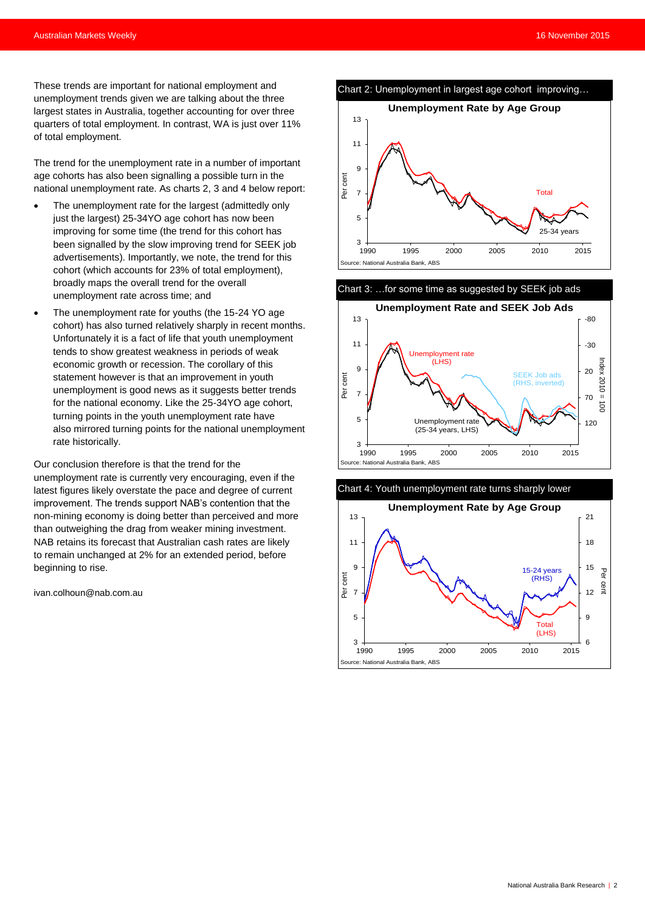These trends are important for national employment and unemployment trends given we are talking about the three largest states in Australia, together accounting for over three quarters of total employment. In contrast, WA is just over 11% of total employment.

The trend for the unemployment rate in a number of important age cohorts has also been signalling a possible turn in the national unemployment rate. As charts 2, 3 and 4 below report:

- The unemployment rate for the largest (admittedly only just the largest) 25-34YO age cohort has now been improving for some time (the trend for this cohort has been signalled by the slow improving trend for SEEK job advertisements). Importantly, we note, the trend for this cohort (which accounts for 23% of total employment), broadly maps the overall trend for the overall unemployment rate across time; and
- The unemployment rate for youths (the 15-24 YO age cohort) has also turned relatively sharply in recent months. Unfortunately it is a fact of life that youth unemployment tends to show greatest weakness in periods of weak economic growth or recession. The corollary of this statement however is that an improvement in youth unemployment is good news as it suggests better trends for the national economy. Like the 25-34YO age cohort, turning points in the youth unemployment rate have also mirrored turning points for the national unemployment rate historically.

Our conclusion therefore is that the trend for the unemployment rate is currently very encouraging, even if the latest figures likely overstate the pace and degree of current improvement. The trends support NAB's contention that the non-mining economy is doing better than perceived and more than outweighing the drag from weaker mining investment. NAB retains its forecast that Australian cash rates are likely to remain unchanged at 2% for an extended period, before beginning to rise.

ivan.colhoun@nab.com.au

Chart 2: Unemployment in largest age cohort improving…

Source: National Australia Bank, ABS

Chart 3: …for some time as suggested by SEEK job ads

Source: National Australia Bank, ABS

Chart 4: Youth unemployment rate turns sharply lower

Source: National Australia Bank, ABS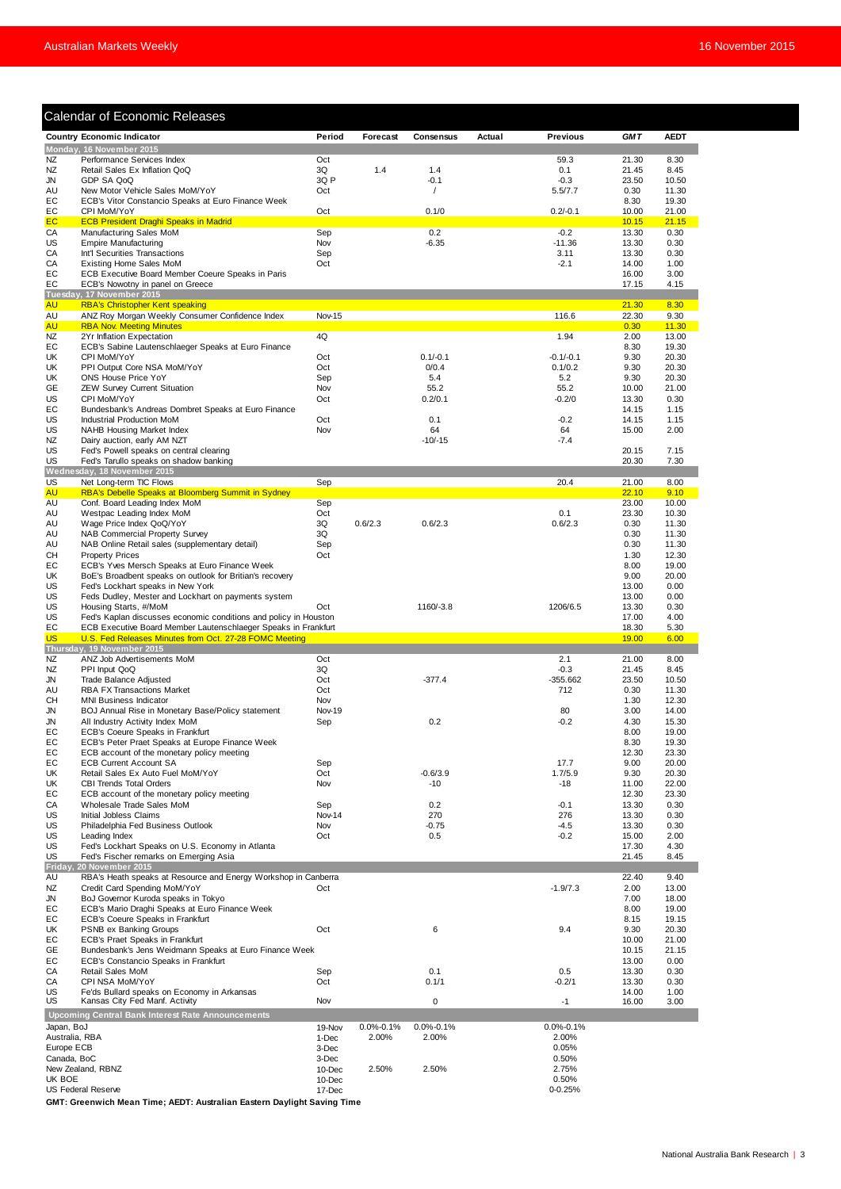## Calendar of Economic Releases

| Country | Economic Indicator | Period | Forecast | Consensus | Actual | Previous | GMT | AEDT |
|---|---|---|---|---|---|---|---|---|
| **Monday, 16 November 2015** | | | | | | | | |
| NZ | Performance Services Index | Oct | | | | 59.3 | 21.30 | 8.30 |
| NZ | Retail Sales Ex Inflation QoQ | 3Q | 1.4 | 1.4 | | 0.1 | 21.45 | 8.45 |
| JN | GDP SA QoQ | 3Q P | | -0.1 | | -0.3 | 23.50 | 10.50 |
| AU | New Motor Vehicle Sales MoM/YoY | Oct | | / | | 5.5/7.7 | 0.30 | 11.30 |
| EC | ECB's Vitor Constancio Speaks at Euro Finance Week | | | | | | 8.30 | 19.30 |
| EC | CPI MoM/YoY | Oct | | 0.1/0 | | 0.2/-0.1 | 10.00 | 21.00 |
| EC | ECB President Draghi Speaks in Madrid | | | | | | 10.15 | 21.15 |
| CA | Manufacturing Sales MoM | Sep | | 0.2 | | -0.2 | 13.30 | 0.30 |
| US | Empire Manufacturing | Nov | | -6.35 | | -11.36 | 13.30 | 0.30 |
| CA | Int'l Securities Transactions | Sep | | | | 3.11 | 13.30 | 0.30 |
| CA | Existing Home Sales MoM | Oct | | | | -2.1 | 14.00 | 1.00 |
| EC | ECB Executive Board Member Coeure Speaks in Paris | | | | | | 16.00 | 3.00 |
| EC | ECB's Nowotny in panel on Greece | | | | | | 17.15 | 4.15 |
| **Tuesday, 17 November 2015** | | | | | | | | |
| AU | RBA's Christopher Kent speaking | | | | | | 21.30 | 8.30 |
| AU | ANZ Roy Morgan Weekly Consumer Confidence Index | Nov-15 | | | | 116.6 | 22.30 | 9.30 |
| AU | RBA Nov. Meeting Minutes | | | | | | 0.30 | 11.30 |
| NZ | 2Yr Inflation Expectation | 4Q | | | | 1.94 | 2.00 | 13.00 |
| EC | ECB's Sabine Lautenschlaeger Speaks at Euro Finance | | | | | | 8.30 | 19.30 |
| UK | CPI MoM/YoY | Oct | | 0.1/-0.1 | | -0.1/-0.1 | 9.30 | 20.30 |
| UK | PPI Output Core NSA MoM/YoY | Oct | | 0/0.4 | | 0.1/0.2 | 9.30 | 20.30 |
| UK | ONS House Price YoY | Sep | | 5.4 | | 5.2 | 9.30 | 20.30 |
| GE | ZEW Survey Current Situation | Nov | | 55.2 | | 55.2 | 10.00 | 21.00 |
| US | CPI MoM/YoY | Oct | | 0.2/0.1 | | -0.2/0 | 13.30 | 0.30 |
| EC | Bundesbank's Andreas Dombret Speaks at Euro Finance | | | | | | 14.15 | 1.15 |
| US | Industrial Production MoM | Oct | | 0.1 | | -0.2 | 14.15 | 1.15 |
| US | NAHB Housing Market Index | Nov | | 64 | | 64 | 15.00 | 2.00 |
| NZ | Dairy auction, early AM NZT | | | -10/-15 | | -7.4 | | |
| US | Fed's Powell speaks on central clearing | | | | | | 20.15 | 7.15 |
| US | Fed's Tarullo speaks on shadow banking | | | | | | 20.30 | 7.30 |
| **Wednesday, 18 November 2015** | | | | | | | | |
| US | Net Long-term TIC Flows | Sep | | | | 20.4 | 21.00 | 8.00 |
| AU | RBA's Debelle Speaks at Bloomberg Summit in Sydney | | | | | | 22.10 | 9.10 |
| AU | Conf. Board Leading Index MoM | Sep | | | | | 23.00 | 10.00 |
| AU | Westpac Leading Index MoM | Oct | | | | 0.1 | 23.30 | 10.30 |
| AU | Wage Price Index QoQ/YoY | 3Q | 0.6/2.3 | 0.6/2.3 | | 0.6/2.3 | 0.30 | 11.30 |
| AU | NAB Commercial Property Survey | 3Q | | | | | 0.30 | 11.30 |
| AU | NAB Online Retail sales (supplementary detail) | Sep | | | | | 0.30 | 11.30 |
| CH | Property Prices | Oct | | | | | 1.30 | 12.30 |
| EC | ECB's Yves Mersch Speaks at Euro Finance Week | | | | | | 8.00 | 19.00 |
| UK | BoE's Broadbent speaks on outlook for Britian's recovery | | | | | | 9.00 | 20.00 |
| US | Fed's Lockhart speaks in New York | | | | | | 13.00 | 0.00 |
| US | Feds Dudley, Mester and Lockhart on payments system | | | | | | 13.00 | 0.00 |
| US | Housing Starts, #/MoM | Oct | | 1160/-3.8 | | 1206/6.5 | 13.30 | 0.30 |
| US | Fed's Kaplan discusses economic conditions and policy in Houston | | | | | | 17.00 | 4.00 |
| EC | ECB Executive Board Member Lautenschlaeger Speaks in Frankfurt | | | | | | 18.30 | 5.30 |
| US | U.S. Fed Releases Minutes from Oct. 27-28 FOMC Meeting | | | | | | 19.00 | 6.00 |
| **Thursday, 19 November 2015** | | | | | | | | |
| NZ | ANZ Job Advertisements MoM | Oct | | | | 2.1 | 21.00 | 8.00 |
| NZ | PPI Input QoQ | 3Q | | | | -0.3 | 21.45 | 8.45 |
| JN | Trade Balance Adjusted | Oct | | -377.4 | | -355.662 | 23.50 | 10.50 |
| AU | RBA FX Transactions Market | Oct | | | | 712 | 0.30 | 11.30 |
| CH | MNI Business Indicator | Nov | | | | | 1.30 | 12.30 |
| JN | BOJ Annual Rise in Monetary Base/Policy statement | Nov-19 | | | | 80 | 3.00 | 14.00 |
| JN | All Industry Activity Index MoM | Sep | | 0.2 | | -0.2 | 4.30 | 15.30 |
| EC | ECB's Coeure Speaks in Frankfurt | | | | | | 8.00 | 19.00 |
| EC | ECB's Peter Praet Speaks at Europe Finance Week | | | | | | 8.30 | 19.30 |
| EC | ECB account of the monetary policy meeting | | | | | | 12.30 | 23.30 |
| EC | ECB Current Account SA | Sep | | | | 17.7 | 9.00 | 20.00 |
| UK | Retail Sales Ex Auto Fuel MoM/YoY | Oct | | -0.6/3.9 | | 1.7/5.9 | 9.30 | 20.30 |
| UK | CBI Trends Total Orders | Nov | | -10 | | -18 | 11.00 | 22.00 |
| EC | ECB account of the monetary policy meeting | | | | | | 12.30 | 23.30 |
| CA | Wholesale Trade Sales MoM | Sep | | 0.2 | | -0.1 | 13.30 | 0.30 |
| US | Initial Jobless Claims | Nov-14 | | 270 | | 276 | 13.30 | 0.30 |
| US | Philadelphia Fed Business Outlook | Nov | | -0.75 | | -4.5 | 13.30 | 0.30 |
| US | Leading Index | Oct | | 0.5 | | -0.2 | 15.00 | 2.00 |
| US | Fed's Lockhart Speaks on U.S. Economy in Atlanta | | | | | | 17.30 | 4.30 |
| US | Fed's Fischer remarks on Emerging Asia | | | | | | 21.45 | 8.45 |
| **Friday, 20 November 2015** | | | | | | | | |
| AU | RBA's Heath speaks at Resource and Energy Workshop in Canberra | | | | | | 22.40 | 9.40 |
| NZ | Credit Card Spending MoM/YoY | Oct | | | | -1.9/7.3 | 2.00 | 13.00 |
| JN | BoJ Governor Kuroda speaks in Tokyo | | | | | | 7.00 | 18.00 |
| EC | ECB's Mario Draghi Speaks at Euro Finance Week | | | | | | 8.00 | 19.00 |
| EC | ECB's Coeure Speaks in Frankfurt | | | | | | 8.15 | 19.15 |
| UK | PSNB ex Banking Groups | Oct | | 6 | | 9.4 | 9.30 | 20.30 |
| EC | ECB's Praet Speaks in Frankfurt | | | | | | 10.00 | 21.00 |
| GE | Bundesbank's Jens Weidmann Speaks at Euro Finance Week | | | | | | 10.15 | 21.15 |
| EC | ECB's Constancio Speaks in Frankfurt | | | | | | 13.00 | 0.00 |
| CA | Retail Sales MoM | Sep | | 0.1 | | 0.5 | 13.30 | 0.30 |
| CA | CPI NSA MoM/YoY | Oct | | 0.1/1 | | -0.2/1 | 13.30 | 0.30 |
| US | Fe'ds Bullard speaks on Economy in Arkansas | | | | | | 14.00 | 1.00 |
| US | Kansas City Fed Manf. Activity | Nov | | 0 | | -1 | 16.00 | 3.00 |
| **Upcoming Central Bank Interest Rate Announcements** | | | | | | | | |
| Japan, BoJ | | 19-Nov | 0.0%-0.1% | 0.0%-0.1% | | 0.0%-0.1% | | |
| Australia, RBA | | 1-Dec | 2.00% | 2.00% | | 2.00% | | |
| Europe ECB | | 3-Dec | | | | 0.05% | | |
| Canada, BoC | | 3-Dec | | | | 0.50% | | |
| New Zealand, RBNZ | | 10-Dec | 2.50% | 2.50% | | 2.75% | | |
| UK BOE | | 10-Dec | | | | 0.50% | | |
| US Federal Reserve | | 17-Dec | | | | 0-0.25% | | |

**GMT: Greenwich Mean Time; AEDT: Australian Eastern Daylight Saving Time**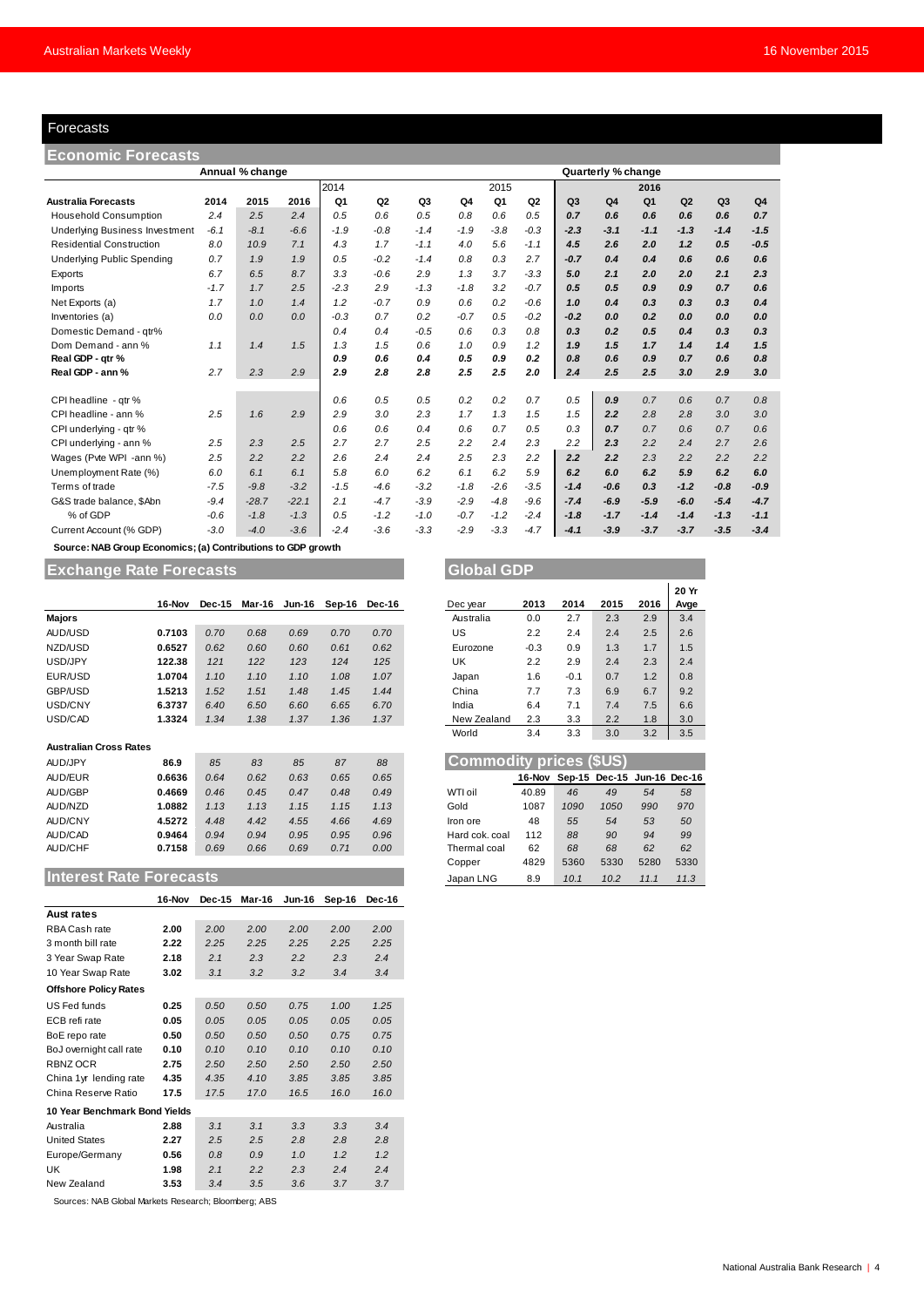## Forecasts

### Economic Forecasts

| Australia Forecasts | Annual % change | | | Quarterly % change | | | | | | | | | | | |
|---|---|---|---|---|---|---|---|---|---|---|---|---|---|---|---|
| | | | | 2014 | | | | 2015 | | | | 2016 | | | |
| | 2014 | 2015 | 2016 | Q1 | Q2 | Q3 | Q4 | Q1 | Q2 | Q3 | Q4 | Q1 | Q2 | Q3 | Q4 |
| Household Consumption | 2.4 | 2.5 | 2.4 | 0.5 | 0.6 | 0.5 | 0.8 | 0.6 | 0.5 | 0.7 | 0.6 | 0.6 | 0.6 | 0.6 | 0.7 |
| Underlying Business Investment | -6.1 | -8.1 | -6.6 | -1.9 | -0.8 | -1.4 | -1.9 | -3.8 | -0.3 | -2.3 | -3.1 | -1.1 | -1.3 | -1.4 | -1.5 |
| Residential Construction | 8.0 | 10.9 | 7.1 | 4.3 | 1.7 | -1.1 | 4.0 | 5.6 | -1.1 | 4.5 | 2.6 | 2.0 | 1.2 | 0.5 | -0.5 |
| Underlying Public Spending | 0.7 | 1.9 | 1.9 | 0.5 | -0.2 | -1.4 | 0.8 | 0.3 | 2.7 | -0.7 | 0.4 | 0.4 | 0.6 | 0.6 | 0.6 |
| Exports | 6.7 | 6.5 | 8.7 | 3.3 | -0.6 | 2.9 | 1.3 | 3.7 | -3.3 | 5.0 | 2.1 | 2.0 | 2.0 | 2.1 | 2.3 |
| Imports | -1.7 | 1.7 | 2.5 | -2.3 | 2.9 | -1.3 | -1.8 | 3.2 | -0.7 | 0.5 | 0.5 | 0.9 | 0.9 | 0.7 | 0.6 |
| Net Exports (a) | 1.7 | 1.0 | 1.4 | 1.2 | -0.7 | 0.9 | 0.6 | 0.2 | -0.6 | 1.0 | 0.4 | 0.3 | 0.3 | 0.3 | 0.4 |
| Inventories (a) | 0.0 | 0.0 | 0.0 | -0.3 | 0.7 | 0.2 | -0.7 | 0.5 | -0.2 | -0.2 | 0.0 | 0.2 | 0.0 | 0.0 | 0.0 |
| Domestic Demand - qtr% | | | | 0.4 | 0.4 | -0.5 | 0.6 | 0.3 | 0.8 | 0.3 | 0.2 | 0.5 | 0.4 | 0.3 | 0.3 |
| Dom Demand - ann % | 1.1 | 1.4 | 1.5 | 1.3 | 1.5 | 0.6 | 1.0 | 0.9 | 1.2 | 1.9 | 1.5 | 1.7 | 1.4 | 1.4 | 1.5 |
| **Real GDP - qtr %** | | | | 0.9 | 0.6 | 0.4 | 0.5 | 0.9 | 0.2 | 0.8 | 0.6 | 0.9 | 0.7 | 0.6 | 0.8 |
| **Real GDP - ann %** | 2.7 | 2.3 | 2.9 | 2.9 | 2.8 | 2.8 | 2.5 | 2.5 | 2.0 | 2.4 | 2.5 | 2.5 | 3.0 | 2.9 | 3.0 |
| CPI headline - qtr % | | | | 0.6 | 0.5 | 0.5 | 0.2 | 0.2 | 0.7 | 0.5 | 0.9 | 0.7 | 0.6 | 0.7 | 0.8 |
| CPI headline - ann % | 2.5 | 1.6 | 2.9 | 2.9 | 3.0 | 2.3 | 1.7 | 1.3 | 1.5 | 1.5 | 2.2 | 2.8 | 2.8 | 3.0 | 3.0 |
| CPI underlying - qtr % | | | | 0.6 | 0.6 | 0.4 | 0.6 | 0.7 | 0.5 | 0.3 | 0.7 | 0.7 | 0.6 | 0.7 | 0.6 |
| CPI underlying - ann % | 2.5 | 2.3 | 2.5 | 2.7 | 2.7 | 2.5 | 2.2 | 2.4 | 2.3 | 2.2 | 2.3 | 2.2 | 2.4 | 2.7 | 2.6 |
| Wages (Pvte WPI -ann %) | 2.5 | 2.2 | 2.2 | 2.6 | 2.4 | 2.4 | 2.5 | 2.3 | 2.2 | 2.2 | 2.2 | 2.3 | 2.2 | 2.2 | 2.2 |
| Unemployment Rate (%) | 6.0 | 6.1 | 6.1 | 5.8 | 6.0 | 6.2 | 6.1 | 6.2 | 5.9 | 6.2 | 6.0 | 6.2 | 5.9 | 6.2 | 6.0 |
| Terms of trade | -7.5 | -9.8 | -3.2 | -1.5 | -4.6 | -3.2 | -1.8 | -2.6 | -3.5 | -1.4 | -0.6 | 0.3 | -1.2 | -0.8 | -0.9 |
| G&S trade balance, $Abn | -9.4 | -28.7 | -22.1 | 2.1 | -4.7 | -3.9 | -2.9 | -4.8 | -9.6 | -7.4 | -6.9 | -5.9 | -6.0 | -5.4 | -4.7 |
| % of GDP | -0.6 | -1.8 | -1.3 | 0.5 | -1.2 | -1.0 | -0.7 | -1.2 | -2.4 | -1.8 | -1.7 | -1.4 | -1.4 | -1.3 | -1.1 |
| Current Account (% GDP) | -3.0 | -4.0 | -3.6 | -2.4 | -3.6 | -3.3 | -2.9 | -3.3 | -4.7 | -4.1 | -3.9 | -3.7 | -3.7 | -3.5 | -3.4 |

**Source: NAB Group Economics; (a) Contributions to GDP growth**

### Exchange Rate Forecasts

| | 16-Nov | Dec-15 | Mar-16 | Jun-16 | Sep-16 | Dec-16 |
|---|---|---|---|---|---|---|
| **Majors** | | | | | | |
| AUD/USD | 0.7103 | 0.70 | 0.68 | 0.69 | 0.70 | 0.70 |
| NZD/USD | 0.6527 | 0.62 | 0.60 | 0.60 | 0.61 | 0.62 |
| USD/JPY | 122.38 | 121 | 122 | 123 | 124 | 125 |
| EUR/USD | 1.0704 | 1.10 | 1.10 | 1.10 | 1.08 | 1.07 |
| GBP/USD | 1.5213 | 1.52 | 1.51 | 1.48 | 1.45 | 1.44 |
| USD/CNY | 6.3737 | 6.40 | 6.50 | 6.60 | 6.65 | 6.70 |
| USD/CAD | 1.3324 | 1.34 | 1.38 | 1.37 | 1.36 | 1.37 |
| **Australian Cross Rates** | | | | | | |
| AUD/JPY | 86.9 | 85 | 83 | 85 | 87 | 88 |
| AUD/EUR | 0.6636 | 0.64 | 0.62 | 0.63 | 0.65 | 0.65 |
| AUD/GBP | 0.4669 | 0.46 | 0.45 | 0.47 | 0.48 | 0.49 |
| AUD/NZD | 1.0882 | 1.13 | 1.13 | 1.15 | 1.15 | 1.13 |
| AUD/CNY | 4.5272 | 4.48 | 4.42 | 4.55 | 4.66 | 4.69 |
| AUD/CAD | 0.9464 | 0.94 | 0.94 | 0.95 | 0.95 | 0.96 |
| AUD/CHF | 0.7158 | 0.69 | 0.66 | 0.69 | 0.71 | 0.00 |

### Interest Rate Forecasts

| | 16-Nov | Dec-15 | Mar-16 | Jun-16 | Sep-16 | Dec-16 |
|---|---|---|---|---|---|---|
| **Aust rates** | | | | | | |
| RBA Cash rate | 2.00 | 2.00 | 2.00 | 2.00 | 2.00 | 2.00 |
| 3 month bill rate | 2.22 | 2.25 | 2.25 | 2.25 | 2.25 | 2.25 |
| 3 Year Swap Rate | 2.18 | 2.1 | 2.3 | 2.2 | 2.3 | 2.4 |
| 10 Year Swap Rate | 3.02 | 3.1 | 3.2 | 3.2 | 3.4 | 3.4 |
| **Offshore Policy Rates** | | | | | | |
| US Fed funds | 0.25 | 0.50 | 0.50 | 0.75 | 1.00 | 1.25 |
| ECB refi rate | 0.05 | 0.05 | 0.05 | 0.05 | 0.05 | 0.05 |
| BoE repo rate | 0.50 | 0.50 | 0.50 | 0.50 | 0.75 | 0.75 |
| BoJ overnight call rate | 0.10 | 0.10 | 0.10 | 0.10 | 0.10 | 0.10 |
| RBNZ OCR | 2.75 | 2.50 | 2.50 | 2.50 | 2.50 | 2.50 |
| China 1yr lending rate | 4.35 | 4.35 | 4.10 | 3.85 | 3.85 | 3.85 |
| China Reserve Ratio | 17.5 | 17.5 | 17.0 | 16.5 | 16.0 | 16.0 |
| **10 Year Benchmark Bond Yields** | | | | | | |
| Australia | 2.88 | 3.1 | 3.1 | 3.3 | 3.3 | 3.4 |
| United States | 2.27 | 2.5 | 2.5 | 2.8 | 2.8 | 2.8 |
| Europe/Germany | 0.56 | 0.8 | 0.9 | 1.0 | 1.2 | 1.2 |
| UK | 1.98 | 2.1 | 2.2 | 2.3 | 2.4 | 2.4 |
| New Zealand | 3.53 | 3.4 | 3.5 | 3.6 | 3.7 | 3.7 |

Sources: NAB Global Markets Research; Bloomberg; ABS

### Global GDP

| Dec year | 2013 | 2014 | 2015 | 2016 | 20 Yr Avge |
|---|---|---|---|---|---|
| Australia | 0.0 | 2.7 | 2.3 | 2.9 | 3.4 |
| US | 2.2 | 2.4 | 2.4 | 2.5 | 2.6 |
| Eurozone | -0.3 | 0.9 | 1.3 | 1.7 | 1.5 |
| UK | 2.2 | 2.9 | 2.4 | 2.3 | 2.4 |
| Japan | 1.6 | -0.1 | 0.7 | 1.2 | 0.8 |
| China | 7.7 | 7.3 | 6.9 | 6.7 | 9.2 |
| India | 6.4 | 7.1 | 7.4 | 7.5 | 6.6 |
| New Zealand | 2.3 | 3.3 | 2.2 | 1.8 | 3.0 |
| World | 3.4 | 3.3 | 3.0 | 3.2 | 3.5 |

### Commodity prices ($US)

| | 16-Nov | Sep-15 | Dec-15 | Jun-16 | Dec-16 |
|---|---|---|---|---|---|
| WTI oil | 40.89 | 46 | 49 | 54 | 58 |
| Gold | 1087 | 1090 | 1050 | 990 | 970 |
| Iron ore | 48 | 55 | 54 | 53 | 50 |
| Hard cok. coal | 112 | 88 | 90 | 94 | 99 |
| Thermal coal | 62 | 68 | 68 | 62 | 62 |
| Copper | 4829 | 5360 | 5330 | 5280 | 5330 |
| Japan LNG | 8.9 | 10.1 | 10.2 | 11.1 | 11.3 |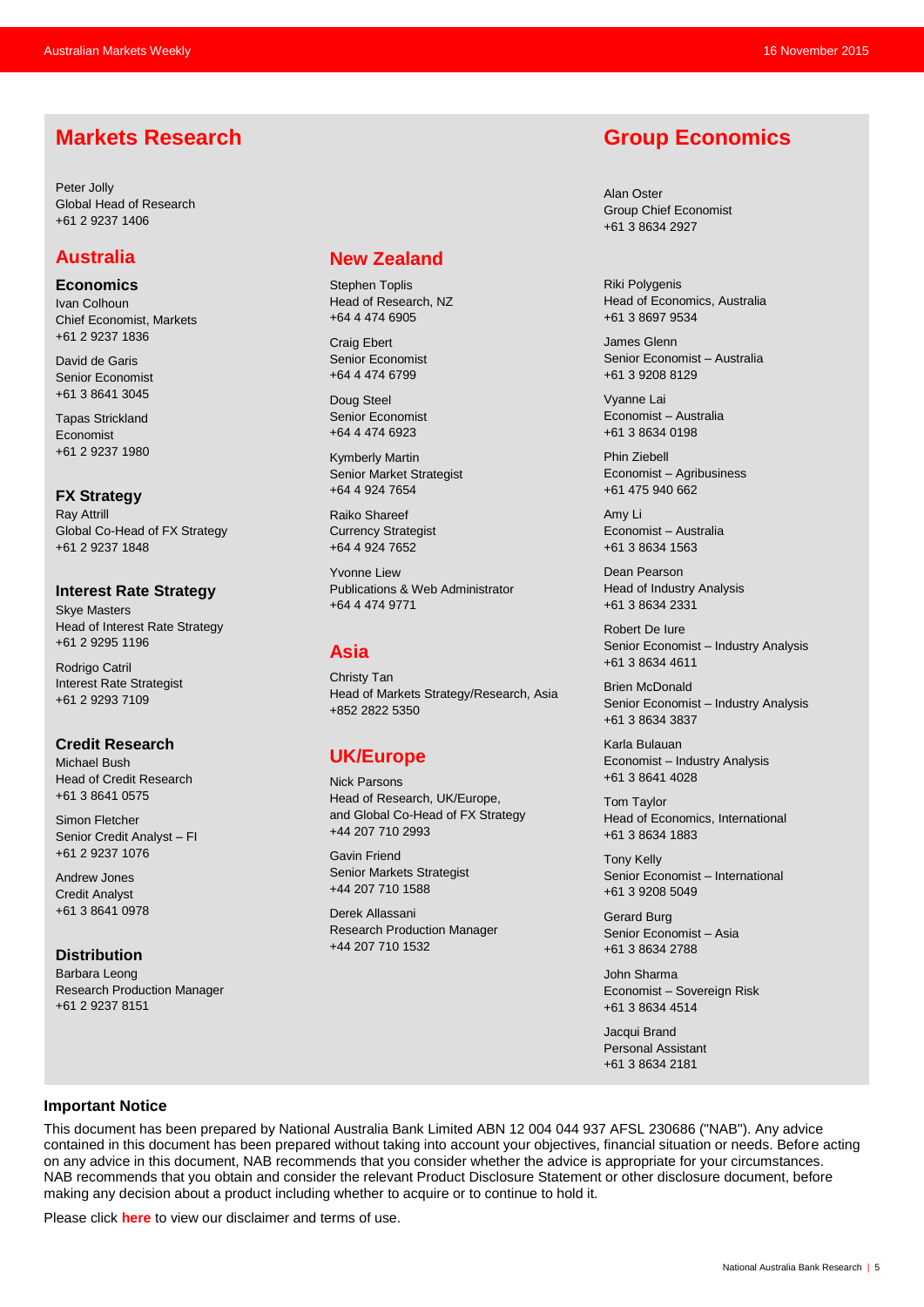# Markets Research

Peter Jolly
Global Head of Research
+61 2 9237 1406

## Australia

### Economics

Ivan Colhoun
Chief Economist, Markets
+61 2 9237 1836

David de Garis
Senior Economist
+61 3 8641 3045

Tapas Strickland
Economist
+61 2 9237 1980

### FX Strategy

Ray Attrill
Global Co-Head of FX Strategy
+61 2 9237 1848

### Interest Rate Strategy

Skye Masters
Head of Interest Rate Strategy
+61 2 9295 1196

Rodrigo Catril
Interest Rate Strategist
+61 2 9293 7109

### Credit Research

Michael Bush
Head of Credit Research
+61 3 8641 0575

Simon Fletcher
Senior Credit Analyst – FI
+61 2 9237 1076

Andrew Jones
Credit Analyst
+61 3 8641 0978

### Distribution

Barbara Leong
Research Production Manager
+61 2 9237 8151

## New Zealand

Stephen Toplis
Head of Research, NZ
+64 4 474 6905

Craig Ebert
Senior Economist
+64 4 474 6799

Doug Steel
Senior Economist
+64 4 474 6923

Kymberly Martin
Senior Market Strategist
+64 4 924 7654

Raiko Shareef
Currency Strategist
+64 4 924 7652

Yvonne Liew
Publications & Web Administrator
+64 4 474 9771

## Asia

Christy Tan
Head of Markets Strategy/Research, Asia
+852 2822 5350

## UK/Europe

Nick Parsons
Head of Research, UK/Europe,
and Global Co-Head of FX Strategy
+44 207 710 2993

Gavin Friend
Senior Markets Strategist
+44 207 710 1588

Derek Allassani
Research Production Manager
+44 207 710 1532

# Group Economics

Alan Oster
Group Chief Economist
+61 3 8634 2927

Riki Polygenis
Head of Economics, Australia
+61 3 8697 9534

James Glenn
Senior Economist – Australia
+61 3 9208 8129

Vyanne Lai
Economist – Australia
+61 3 8634 0198

Phin Ziebell
Economist – Agribusiness
+61 475 940 662

Amy Li
Economist – Australia
+61 3 8634 1563

Dean Pearson
Head of Industry Analysis
+61 3 8634 2331

Robert De Iure
Senior Economist – Industry Analysis
+61 3 8634 4611

Brien McDonald
Senior Economist – Industry Analysis
+61 3 8634 3837

Karla Bulauan
Economist – Industry Analysis
+61 3 8641 4028

Tom Taylor
Head of Economics, International
+61 3 8634 1883

Tony Kelly
Senior Economist – International
+61 3 9208 5049

Gerard Burg
Senior Economist – Asia
+61 3 8634 2788

John Sharma
Economist – Sovereign Risk
+61 3 8634 4514

Jacqui Brand
Personal Assistant
+61 3 8634 2181

### Important Notice

This document has been prepared by National Australia Bank Limited ABN 12 004 044 937 AFSL 230686 ("NAB"). Any advice contained in this document has been prepared without taking into account your objectives, financial situation or needs. Before acting on any advice in this document, NAB recommends that you consider whether the advice is appropriate for your circumstances. NAB recommends that you obtain and consider the relevant Product Disclosure Statement or other disclosure document, before making any decision about a product including whether to acquire or to continue to hold it.

Please click **here** to view our disclaimer and terms of use.